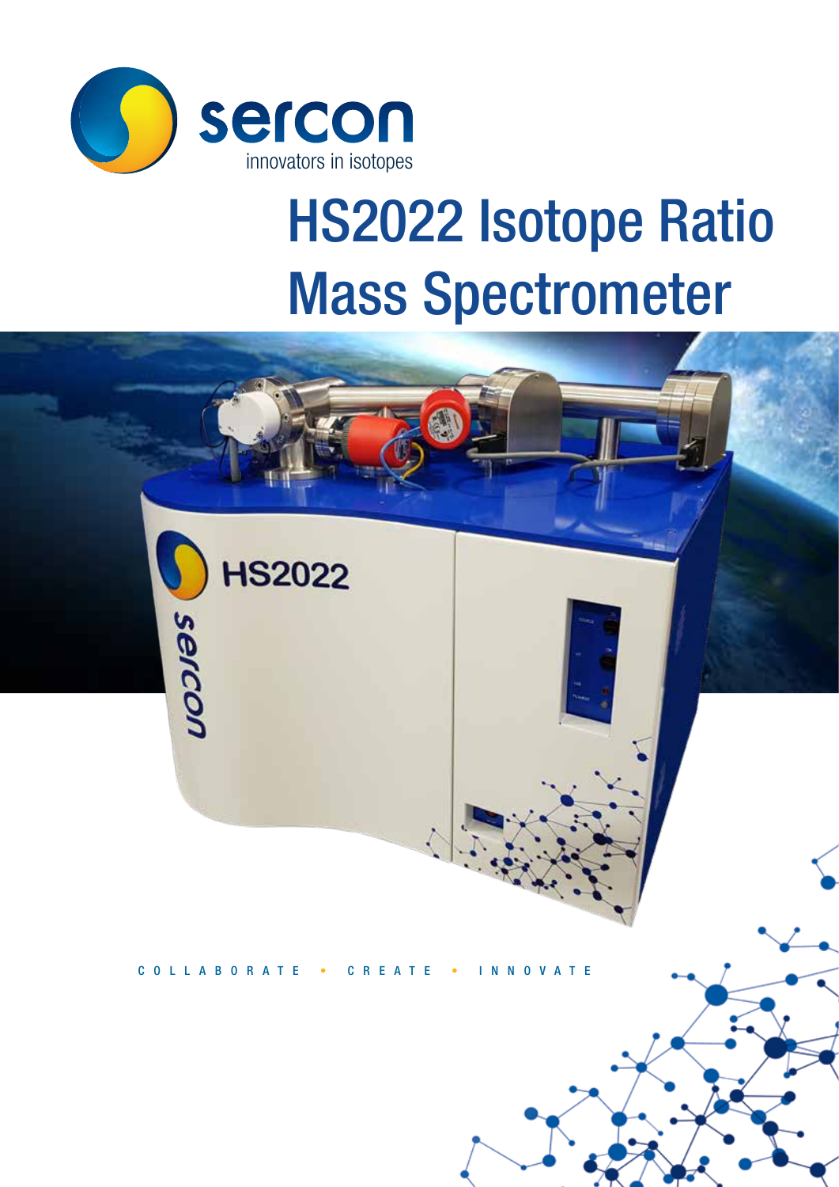sercon

innovators in isotopes

# HS2022 Isotope Ratio Mass Spectrometer

COLLABORATE • CREATE • INNOVATE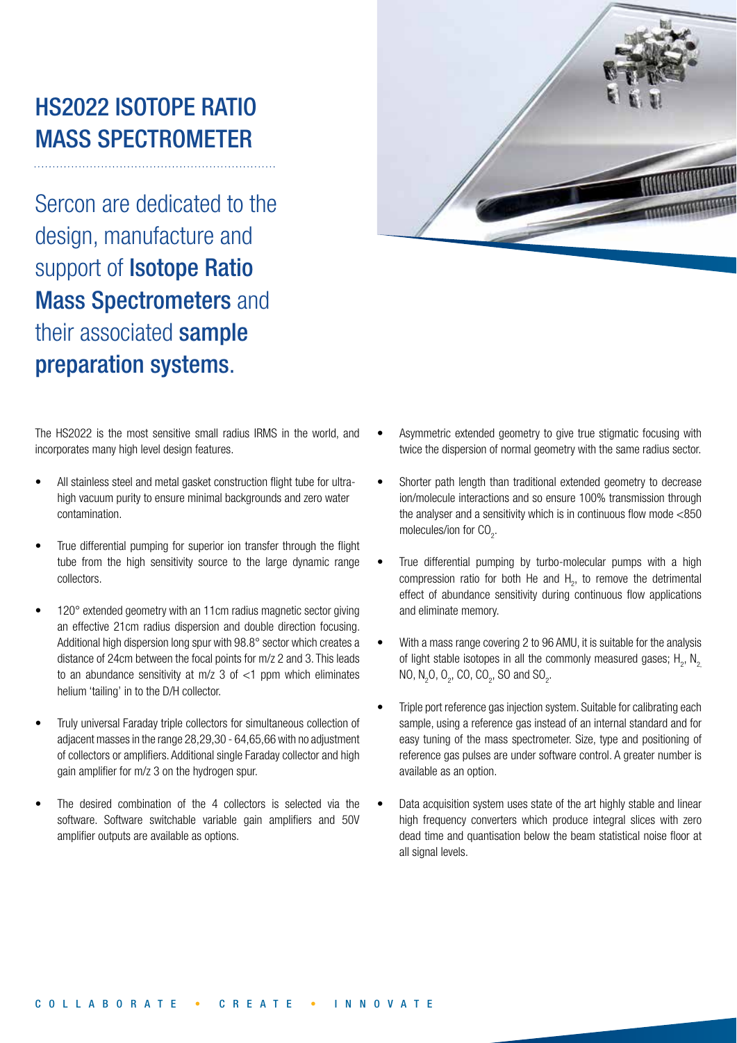# HS2022 ISOTOPE RATIO MASS SPECTROMETER

Sercon are dedicated to the design, manufacture and support of **Isotope Ratio Mass Spectrometers** and their associated **sample preparation systems**.

The HS2022 is the most sensitive small radius IRMS in the world, and incorporates many high level design features.

- All stainless steel and metal gasket construction flight tube for ultra-high vacuum purity to ensure minimal backgrounds and zero water contamination.
- True differential pumping for superior ion transfer through the flight tube from the high sensitivity source to the large dynamic range collectors.
- 120° extended geometry with an 11cm radius magnetic sector giving an effective 21cm radius dispersion and double direction focusing. Additional high dispersion long spur with 98.8° sector which creates a distance of 24cm between the focal points for m/z 2 and 3. This leads to an abundance sensitivity at m/z 3 of <1 ppm which eliminates helium 'tailing' in to the D/H collector.
- Truly universal Faraday triple collectors for simultaneous collection of adjacent masses in the range 28,29,30 - 64,65,66 with no adjustment of collectors or amplifiers. Additional single Faraday collector and high gain amplifier for m/z 3 on the hydrogen spur.
- The desired combination of the 4 collectors is selected via the software. Software switchable variable gain amplifiers and 50V amplifier outputs are available as options.
- Asymmetric extended geometry to give true stigmatic focusing with twice the dispersion of normal geometry with the same radius sector.
- Shorter path length than traditional extended geometry to decrease ion/molecule interactions and so ensure 100% transmission through the analyser and a sensitivity which is in continuous flow mode <850 molecules/ion for $CO_2$.
- True differential pumping by turbo-molecular pumps with a high compression ratio for both He and $H_2$, to remove the detrimental effect of abundance sensitivity during continuous flow applications and eliminate memory.
- With a mass range covering 2 to 96 AMU, it is suitable for the analysis of light stable isotopes in all the commonly measured gases; $H_2$, $N_2$, NO, $N_2O$, $O_2$, CO, $CO_2$, SO and $SO_2$.
- Triple port reference gas injection system. Suitable for calibrating each sample, using a reference gas instead of an internal standard and for easy tuning of the mass spectrometer. Size, type and positioning of reference gas pulses are under software control. A greater number is available as an option.
- Data acquisition system uses state of the art highly stable and linear high frequency converters which produce integral slices with zero dead time and quantisation below the beam statistical noise floor at all signal levels.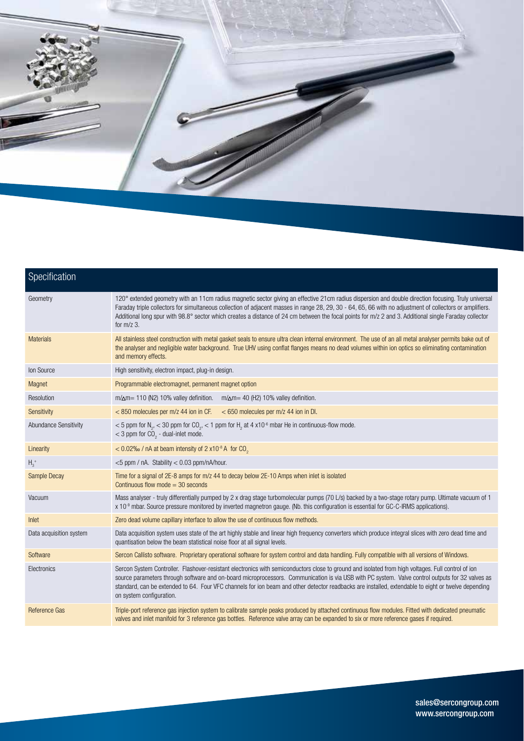## Specification

| | |
|---|---|
| Geometry | 120° extended geometry with an 11cm radius magnetic sector giving an effective 21cm radius dispersion and double direction focusing. Truly universal Faraday triple collectors for simultaneous collection of adjacent masses in range 28, 29, 30 - 64, 65, 66 with no adjustment of collectors or amplifiers. Additional long spur with 98.8° sector which creates a distance of 24 cm between the focal points for m/z 2 and 3. Additional single Faraday collector for m/z 3. |
| Materials | All stainless steel construction with metal gasket seals to ensure ultra clean internal environment. The use of an all metal analyser permits bake out of the analyser and negligible water background. True UHV using conflat flanges means no dead volumes within ion optics so eliminating contamination and memory effects. |
| Ion Source | High sensitivity, electron impact, plug-in design. |
| Magnet | Programmable electromagnet, permanent magnet option |
| Resolution | $m/\Delta m$= 110 (N2) 10% valley definition. $m/\Delta m$= 40 (H2) 10% valley definition. |
| Sensitivity | < 850 molecules per m/z 44 ion in CF. < 650 molecules per m/z 44 ion in DI. |
| Abundance Sensitivity | < 5 ppm for $N_2$, < 30 ppm for $CO_2$, < 1 ppm for $H_2$ at 4 $\times 10^{-6}$ mbar He in continuous-flow mode.<br>< 3 ppm for $CO_2$ - dual-inlet mode. |
| Linearity | < 0.02‰ / nA at beam intensity of 2 $\times 10^{-8}$ A for $CO_2$ |
| $H_3^+$ | <5 ppm / nA. Stability < 0.03 ppm/nA/hour. |
| Sample Decay | Time for a signal of 2E-8 amps for m/z 44 to decay below 2E-10 Amps when inlet is isolated<br>Continuous flow mode = 30 seconds |
| Vacuum | Mass analyser - truly differentially pumped by 2 x drag stage turbomolecular pumps (70 L/s) backed by a two-stage rotary pump. Ultimate vacuum of 1 $\times 10^{-9}$ mbar. Source pressure monitored by inverted magnetron gauge. (Nb. this configuration is essential for GC-C-IRMS applications). |
| Inlet | Zero dead volume capillary interface to allow the use of continuous flow methods. |
| Data acquisition system | Data acquisition system uses state of the art highly stable and linear high frequency converters which produce integral slices with zero dead time and quantisation below the beam statistical noise floor at all signal levels. |
| Software | Sercon Callisto software. Proprietary operational software for system control and data handling. Fully compatible with all versions of Windows. |
| Electronics | Sercon System Controller. Flashover-resistant electronics with semiconductors close to ground and isolated from high voltages. Full control of ion source parameters through software and on-board microprocessors. Communication is via USB with PC system. Valve control outputs for 32 valves as standard, can be extended to 64. Four VFC channels for ion beam and other detector readbacks are installed, extendable to eight or twelve depending on system configuration. |
| Reference Gas | Triple-port reference gas injection system to calibrate sample peaks produced by attached continuous flow modules. Fitted with dedicated pneumatic valves and inlet manifold for 3 reference gas bottles. Reference valve array can be expanded to six or more reference gases if required. |

sales@sercongroup.com
www.sercongroup.com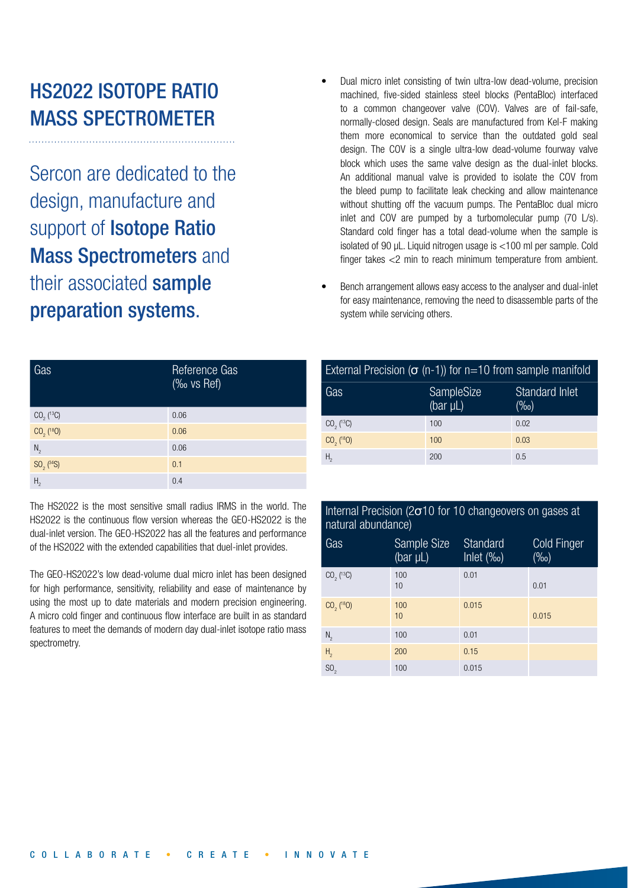# HS2022 ISOTOPE RATIO MASS SPECTROMETER

Sercon are dedicated to the design, manufacture and support of **Isotope Ratio Mass Spectrometers** and their associated **sample preparation systems**.

| Gas | Reference Gas (‰ vs Ref) |
|---|---|
| $CO_2$ ($^{13}C$) | 0.06 |
| $CO_2$ ($^{18}O$) | 0.06 |
| $N_2$ | 0.06 |
| $SO_2$ ($^{34}S$) | 0.1 |
| $H_2$ | 0.4 |

The HS2022 is the most sensitive small radius IRMS in the world. The HS2022 is the continuous flow version whereas the GEO-HS2022 is the dual-inlet version. The GEO-HS2022 has all the features and performance of the HS2022 with the extended capabilities that duel-inlet provides.

The GEO-HS2022's low dead-volume dual micro inlet has been designed for high performance, sensitivity, reliability and ease of maintenance by using the most up to date materials and modern precision engineering. A micro cold finger and continuous flow interface are built in as standard features to meet the demands of modern day dual-inlet isotope ratio mass spectrometry.

- Dual micro inlet consisting of twin ultra-low dead-volume, precision machined, five-sided stainless steel blocks (PentaBloc) interfaced to a common changeover valve (COV). Valves are of fail-safe, normally-closed design. Seals are manufactured from Kel-F making them more economical to service than the outdated gold seal design. The COV is a single ultra-low dead-volume fourway valve block which uses the same valve design as the dual-inlet blocks. An additional manual valve is provided to isolate the COV from the bleed pump to facilitate leak checking and allow maintenance without shutting off the vacuum pumps. The PentaBloc dual micro inlet and COV are pumped by a turbomolecular pump (70 L/s). Standard cold finger has a total dead-volume when the sample is isolated of 90 μL. Liquid nitrogen usage is <100 ml per sample. Cold finger takes <2 min to reach minimum temperature from ambient.
- Bench arrangement allows easy access to the analyser and dual-inlet for easy maintenance, removing the need to disassemble parts of the system while servicing others.

| External Precision ($\sigma$ (n-1)) for n=10 from sample manifold | | |
|---|---|---|
| Gas | SampleSize (bar μL) | Standard Inlet (‰) |
| $CO_2$ ($^{13}C$) | 100 | 0.02 |
| $CO_2$ ($^{18}O$) | 100 | 0.03 |
| $H_2$ | 200 | 0.5 |

| Internal Precision ($2\sigma 10$ for 10 changeovers on gases at natural abundance) | | | |
|---|---|---|---|
| Gas | Sample Size (bar μL) | Standard Inlet (‰) | Cold Finger (‰) |
| $CO_2$ ($^{13}C$) | 100<br>10 | 0.01 | <br>0.01 |
| $CO_2$ ($^{18}O$) | 100<br>10 | 0.015 | <br>0.015 |
| $N_2$ | 100 | 0.01 | |
| $H_2$ | 200 | 0.15 | |
| $SO_2$ | 100 | 0.015 | |

COLLABORATE • CREATE • INNOVATE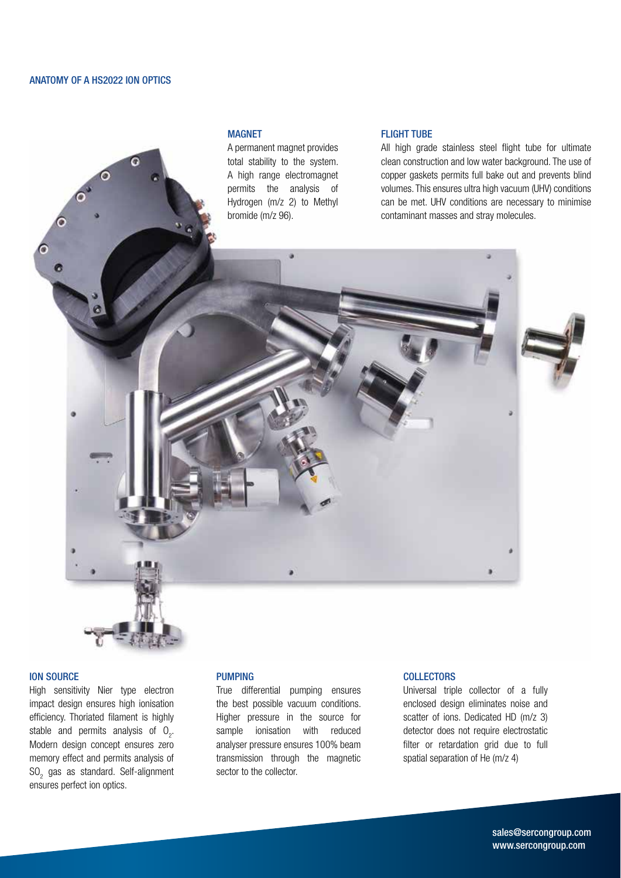## ANATOMY OF A HS2022 ION OPTICS

### MAGNET

A permanent magnet provides total stability to the system. A high range electromagnet permits the analysis of Hydrogen (m/z 2) to Methyl bromide (m/z 96).

### FLIGHT TUBE

All high grade stainless steel flight tube for ultimate clean construction and low water background. The use of copper gaskets permits full bake out and prevents blind volumes. This ensures ultra high vacuum (UHV) conditions can be met. UHV conditions are necessary to minimise contaminant masses and stray molecules.

### ION SOURCE

High sensitivity Nier type electron impact design ensures high ionisation efficiency. Thoriated filament is highly stable and permits analysis of $O_2$. Modern design concept ensures zero memory effect and permits analysis of $SO_2$ gas as standard. Self-alignment ensures perfect ion optics.

### PUMPING

True differential pumping ensures the best possible vacuum conditions. Higher pressure in the source for sample ionisation with reduced analyser pressure ensures 100% beam transmission through the magnetic sector to the collector.

### COLLECTORS

Universal triple collector of a fully enclosed design eliminates noise and scatter of ions. Dedicated HD (m/z 3) detector does not require electrostatic filter or retardation grid due to full spatial separation of He (m/z 4)

sales@sercongroup.com
www.sercongroup.com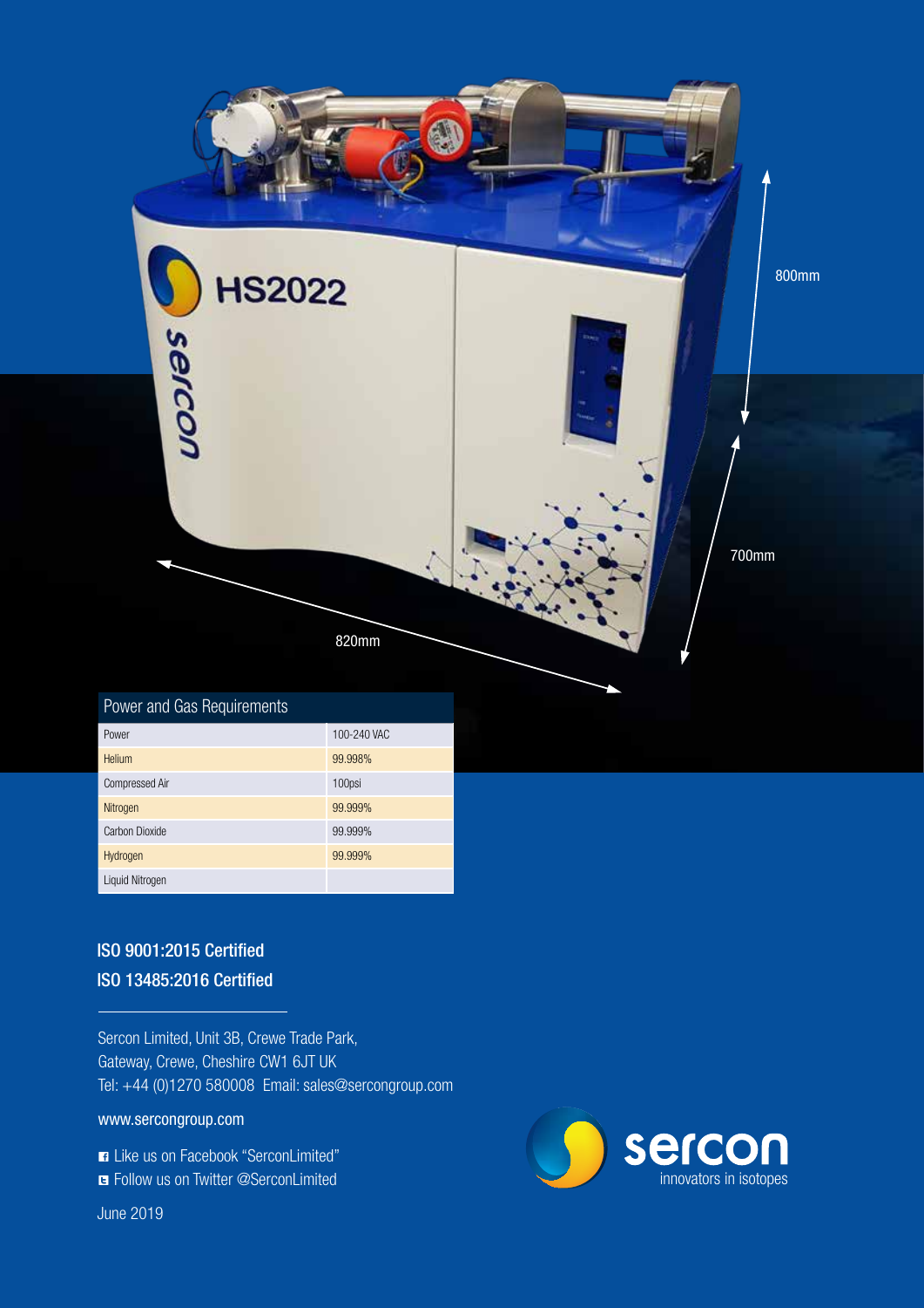800mm

700mm

820mm

## Power and Gas Requirements

| | |
|---|---|
| Power | 100-240 VAC |
| Helium | 99.998% |
| Compressed Air | 100psi |
| Nitrogen | 99.999% |
| Carbon Dioxide | 99.999% |
| Hydrogen | 99.999% |
| Liquid Nitrogen | |

**ISO 9001:2015 Certified**
**ISO 13485:2016 Certified**

Sercon Limited, Unit 3B, Crewe Trade Park,
Gateway, Crewe, Cheshire CW1 6JT UK
Tel: +44 (0)1270 580008 Email: sales@sercongroup.com

www.sercongroup.com

Like us on Facebook "SerconLimited"
Follow us on Twitter @SerconLimited

June 2019

sercon
innovators in isotopes